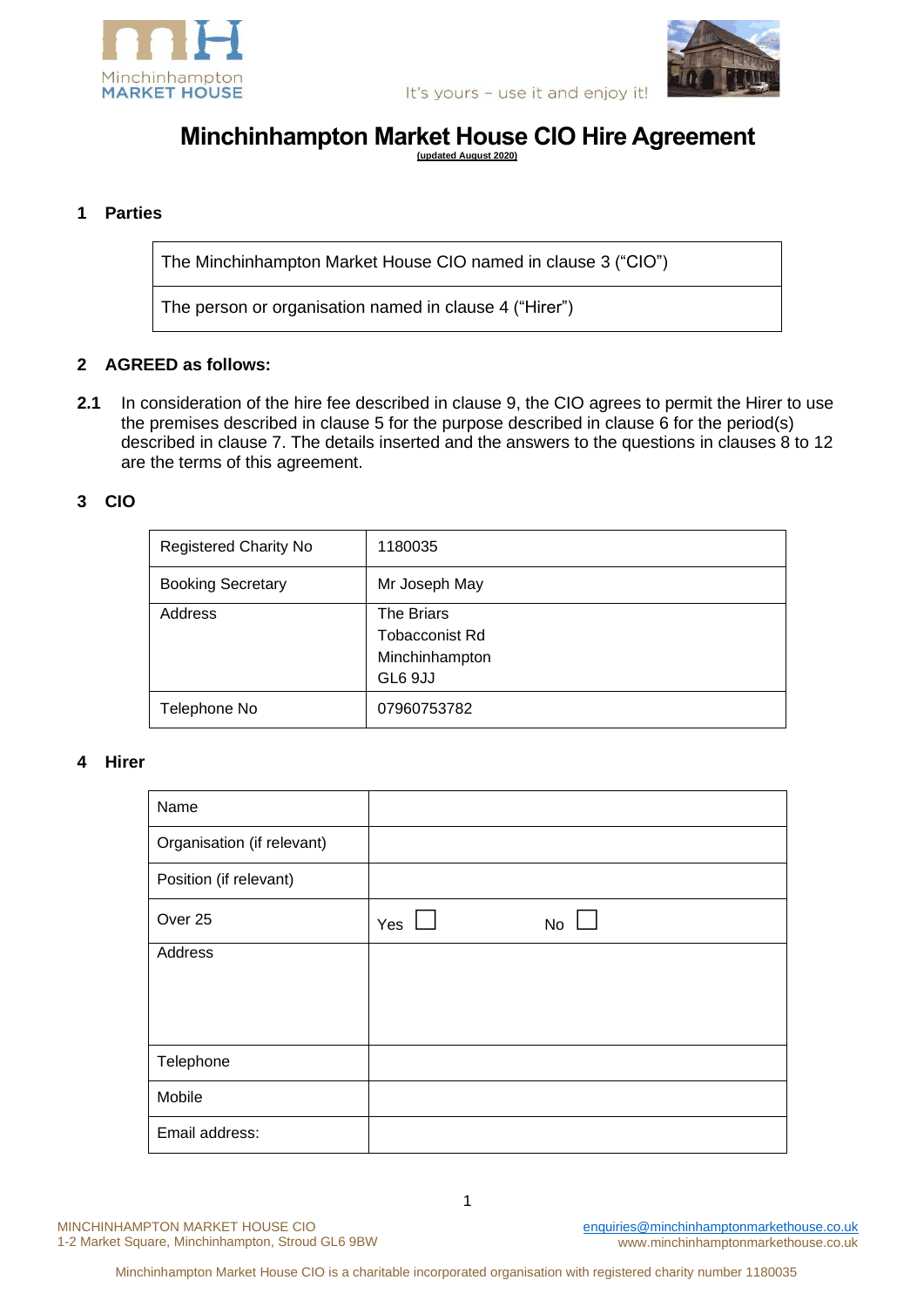# Minchinhampton Market House CIO Hire Agreement

(updated August 2020)

## 1 Parties

| |
|---|
| The Minchinhampton Market House CIO named in clause 3 ("CIO") |
| The person or organisation named in clause 4 ("Hirer") |

## 2 AGREED as follows:

**2.1** In consideration of the hire fee described in clause 9, the CIO agrees to permit the Hirer to use the premises described in clause 5 for the purpose described in clause 6 for the period(s) described in clause 7. The details inserted and the answers to the questions in clauses 8 to 12 are the terms of this agreement.

## 3 CIO

| | |
|---|---|
| Registered Charity No | 1180035 |
| Booking Secretary | Mr Joseph May |
| Address | The Briars<br>Tobacconist Rd<br>Minchinhampton<br>GL6 9JJ |
| Telephone No | 07960753782 |

## 4 Hirer

| | |
|---|---|
| Name | |
| Organisation (if relevant) | |
| Position (if relevant) | |
| Over 25 | Yes ☐ No ☐ |
| Address | |
| Telephone | |
| Mobile | |
| Email address: | |

MINCHINHAMPTON MARKET HOUSE CIO
1-2 Market Square, Minchinhampton, Stroud GL6 9BW

enquiries@minchinhamptonmarkethouse.co.uk
www.minchinhamptonmarkethouse.co.uk

Minchinhampton Market House CIO is a charitable incorporated organisation with registered charity number 1180035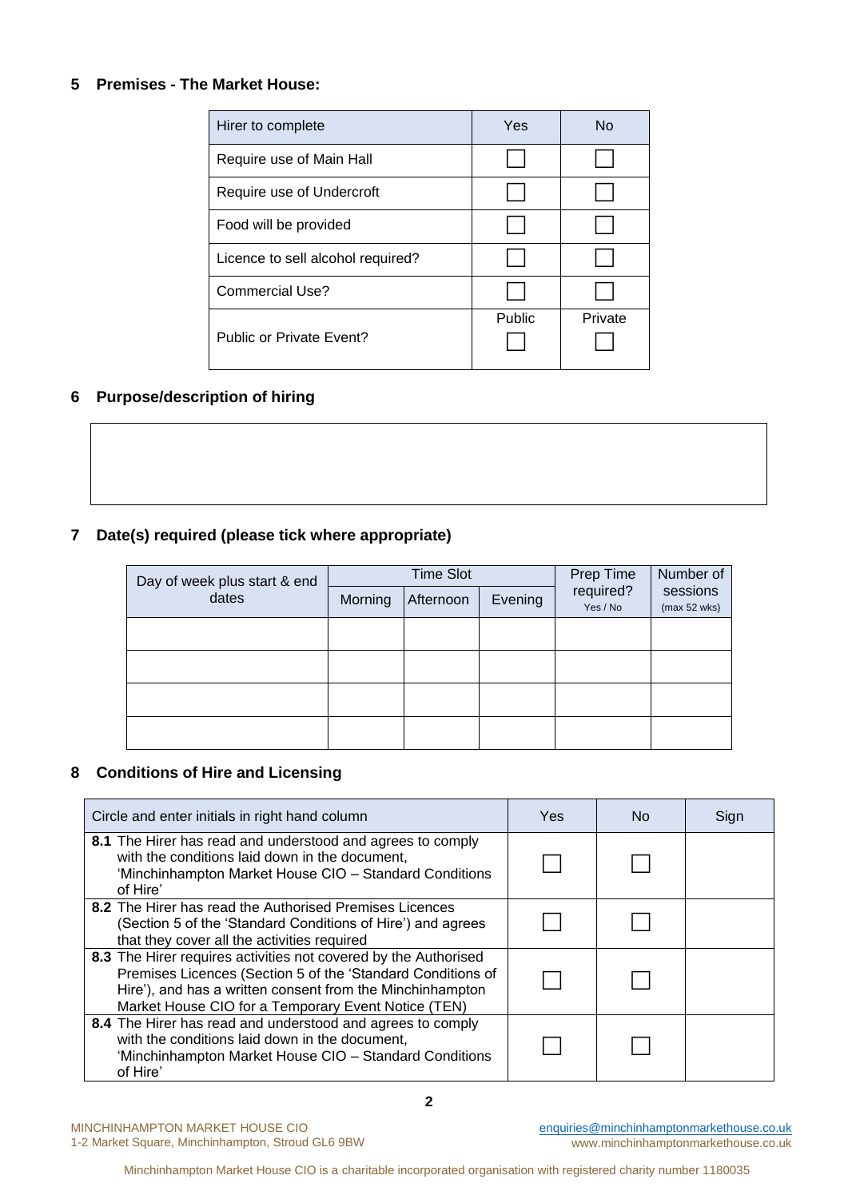## 5 Premises - The Market House:

| Hirer to complete | Yes | No |
| --- | --- | --- |
| Require use of Main Hall | ☐ | ☐ |
| Require use of Undercroft | ☐ | ☐ |
| Food will be provided | ☐ | ☐ |
| Licence to sell alcohol required? | ☐ | ☐ |
| Commercial Use? | ☐ | ☐ |
| Public or Private Event? | Public ☐ | Private ☐ |

## 6 Purpose/description of hiring

|  |
| --- |
|  |

## 7 Date(s) required (please tick where appropriate)

| Day of week plus start & end dates | Time Slot | | | Prep Time required? Yes / No | Number of sessions (max 52 wks) |
| --- | --- | --- | --- | --- | --- |
| | Morning | Afternoon | Evening | | |
| | | | | | |
| | | | | | |
| | | | | | |
| | | | | | |

## 8 Conditions of Hire and Licensing

| Circle and enter initials in right hand column | Yes | No | Sign |
| --- | --- | --- | --- |
| **8.1** The Hirer has read and understood and agrees to comply with the conditions laid down in the document, 'Minchinhampton Market House CIO – Standard Conditions of Hire' | ☐ | ☐ | |
| **8.2** The Hirer has read the Authorised Premises Licences (Section 5 of the 'Standard Conditions of Hire') and agrees that they cover all the activities required | ☐ | ☐ | |
| **8.3** The Hirer requires activities not covered by the Authorised Premises Licences (Section 5 of the 'Standard Conditions of Hire'), and has a written consent from the Minchinhampton Market House CIO for a Temporary Event Notice (TEN) | ☐ | ☐ | |
| **8.4** The Hirer has read and understood and agrees to comply with the conditions laid down in the document, 'Minchinhampton Market House CIO – Standard Conditions of Hire' | ☐ | ☐ | |

MINCHINHAMPTON MARKET HOUSE CIO
1-2 Market Square, Minchinhampton, Stroud GL6 9BW

enquiries@minchinhamptonmarkethouse.co.uk
www.minchinhamptonmarkethouse.co.uk

Minchinhampton Market House CIO is a charitable incorporated organisation with registered charity number 1180035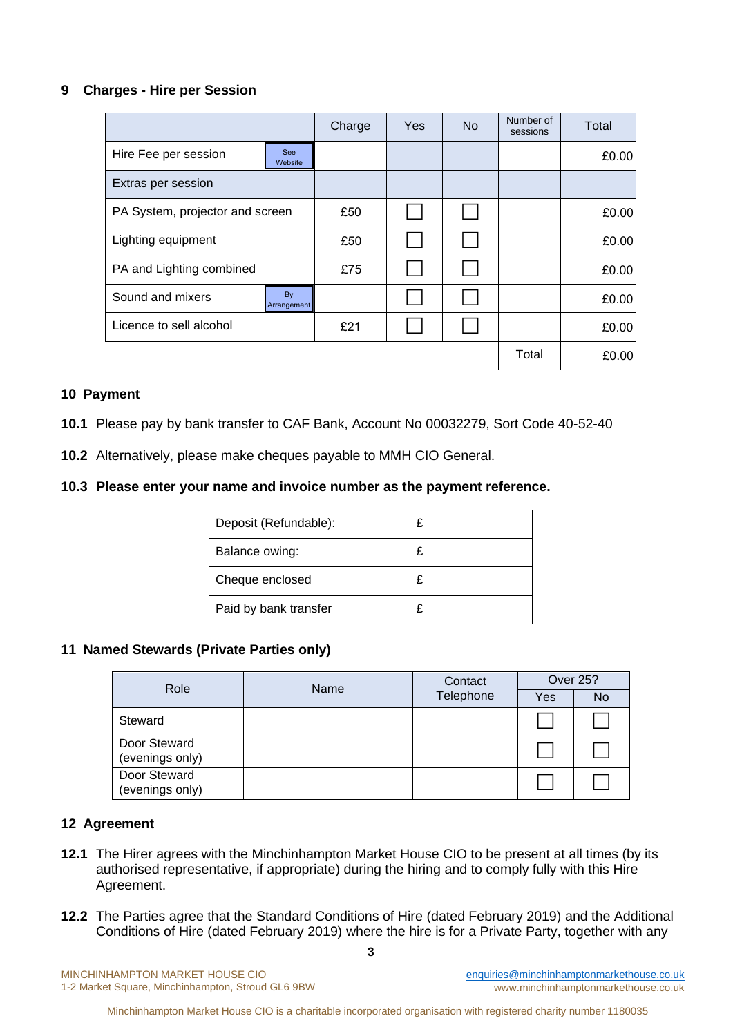## 9 Charges - Hire per Session

| | Charge | Yes | No | Number of sessions | Total |
|---|---|---|---|---|---|
| Hire Fee per session (See Website) | | | | | £0.00 |
| Extras per session | | | | | |
| PA System, projector and screen | £50 | ☐ | ☐ | | £0.00 |
| Lighting equipment | £50 | ☐ | ☐ | | £0.00 |
| PA and Lighting combined | £75 | ☐ | ☐ | | £0.00 |
| Sound and mixers (By Arrangement) | | ☐ | ☐ | | £0.00 |
| Licence to sell alcohol | £21 | ☐ | ☐ | | £0.00 |
| | | | | Total | £0.00 |

## 10 Payment

**10.1** Please pay by bank transfer to CAF Bank, Account No 00032279, Sort Code 40-52-40

**10.2** Alternatively, please make cheques payable to MMH CIO General.

**10.3 Please enter your name and invoice number as the payment reference.**

| | |
|---|---|
| Deposit (Refundable): | £ |
| Balance owing: | £ |
| Cheque enclosed | £ |
| Paid by bank transfer | £ |

## 11 Named Stewards (Private Parties only)

| Role | Name | Contact Telephone | Over 25? | |
|---|---|---|---|---|
| | | | Yes | No |
| Steward | | | ☐ | ☐ |
| Door Steward (evenings only) | | | ☐ | ☐ |
| Door Steward (evenings only) | | | ☐ | ☐ |

## 12 Agreement

**12.1** The Hirer agrees with the Minchinhampton Market House CIO to be present at all times (by its authorised representative, if appropriate) during the hiring and to comply fully with this Hire Agreement.

**12.2** The Parties agree that the Standard Conditions of Hire (dated February 2019) and the Additional Conditions of Hire (dated February 2019) where the hire is for a Private Party, together with any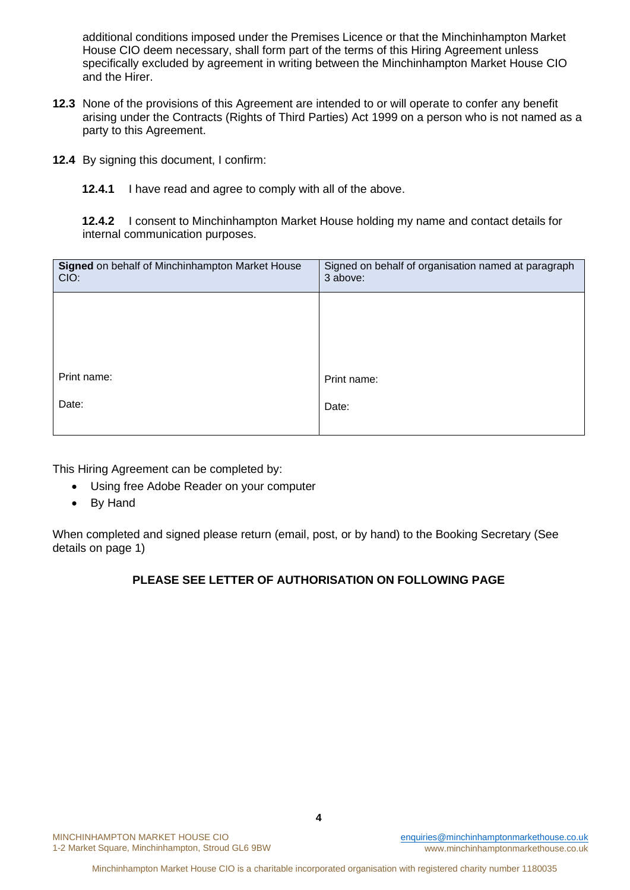additional conditions imposed under the Premises Licence or that the Minchinhampton Market House CIO deem necessary, shall form part of the terms of this Hiring Agreement unless specifically excluded by agreement in writing between the Minchinhampton Market House CIO and the Hirer.

**12.3** None of the provisions of this Agreement are intended to or will operate to confer any benefit arising under the Contracts (Rights of Third Parties) Act 1999 on a person who is not named as a party to this Agreement.

**12.4** By signing this document, I confirm:

**12.4.1** I have read and agree to comply with all of the above.

**12.4.2** I consent to Minchinhampton Market House holding my name and contact details for internal communication purposes.

| **Signed** on behalf of Minchinhampton Market House CIO: | Signed on behalf of organisation named at paragraph 3 above: |
|---|---|
| Print name:<br><br>Date: | Print name:<br><br>Date: |

This Hiring Agreement can be completed by:

- Using free Adobe Reader on your computer
- By Hand

When completed and signed please return (email, post, or by hand) to the Booking Secretary (See details on page 1)

**PLEASE SEE LETTER OF AUTHORISATION ON FOLLOWING PAGE**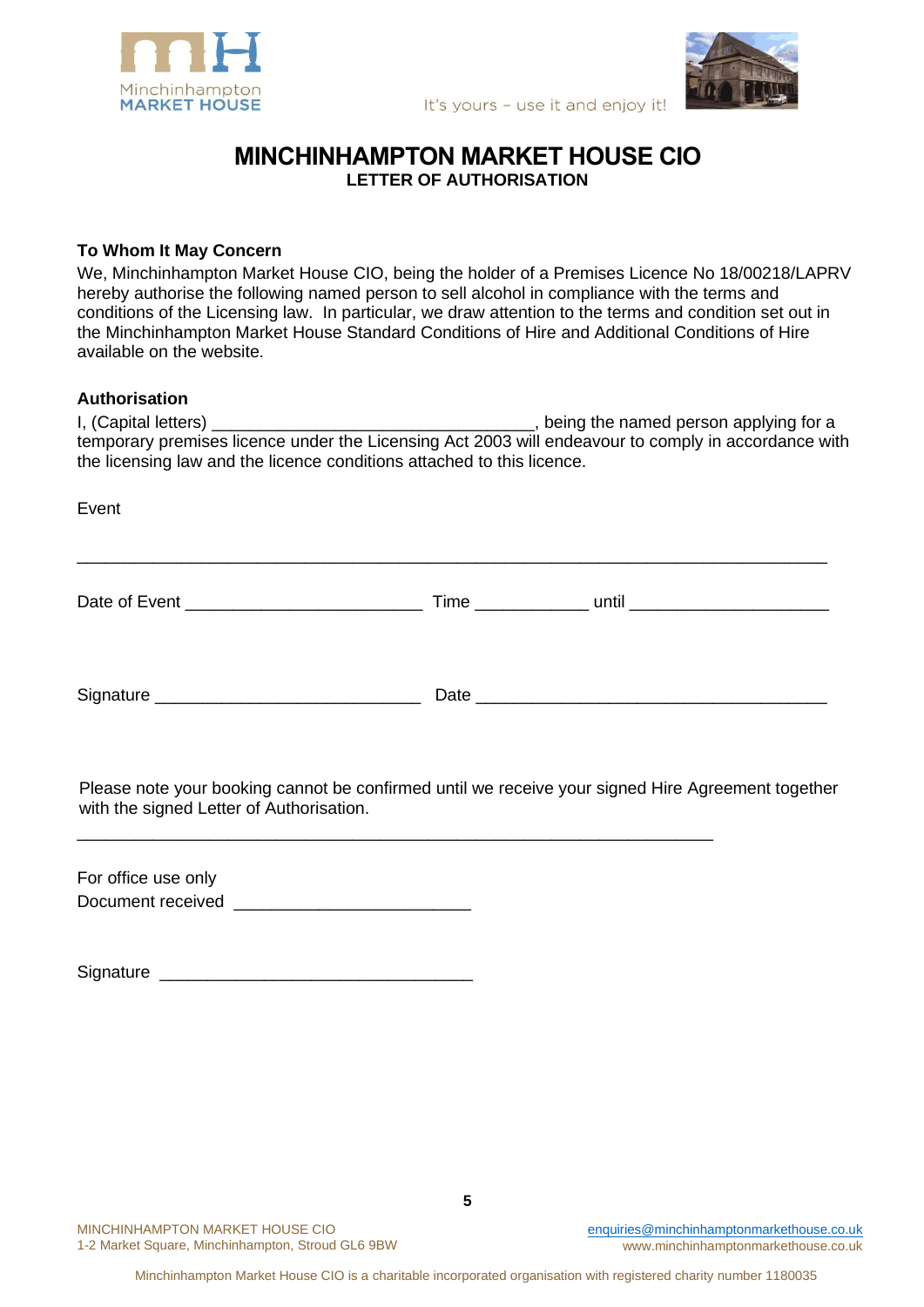Minchinhampton
MARKET HOUSE

It's yours – use it and enjoy it!

# MINCHINHAMPTON MARKET HOUSE CIO

## LETTER OF AUTHORISATION

**To Whom It May Concern**

We, Minchinhampton Market House CIO, being the holder of a Premises Licence No 18/00218/LAPRV hereby authorise the following named person to sell alcohol in compliance with the terms and conditions of the Licensing law. In particular, we draw attention to the terms and condition set out in the Minchinhampton Market House Standard Conditions of Hire and Additional Conditions of Hire available on the website.

**Authorisation**

I, (Capital letters) ___________________________________, being the named person applying for a temporary premises licence under the Licensing Act 2003 will endeavour to comply in accordance with the licensing law and the licence conditions attached to this licence.

Event

_______________________________________________________________________________

Date of Event _________________________ Time ____________ until _____________________

Signature ____________________________ Date _____________________________________

Please note your booking cannot be confirmed until we receive your signed Hire Agreement together with the signed Letter of Authorisation.

___________________________________________________________________

For office use only

Document received _________________________

Signature _________________________________

MINCHINHAMPTON MARKET HOUSE CIO
1-2 Market Square, Minchinhampton, Stroud GL6 9BW

enquiries@minchinhamptonmarkethouse.co.uk
www.minchinhamptonmarkethouse.co.uk

Minchinhampton Market House CIO is a charitable incorporated organisation with registered charity number 1180035